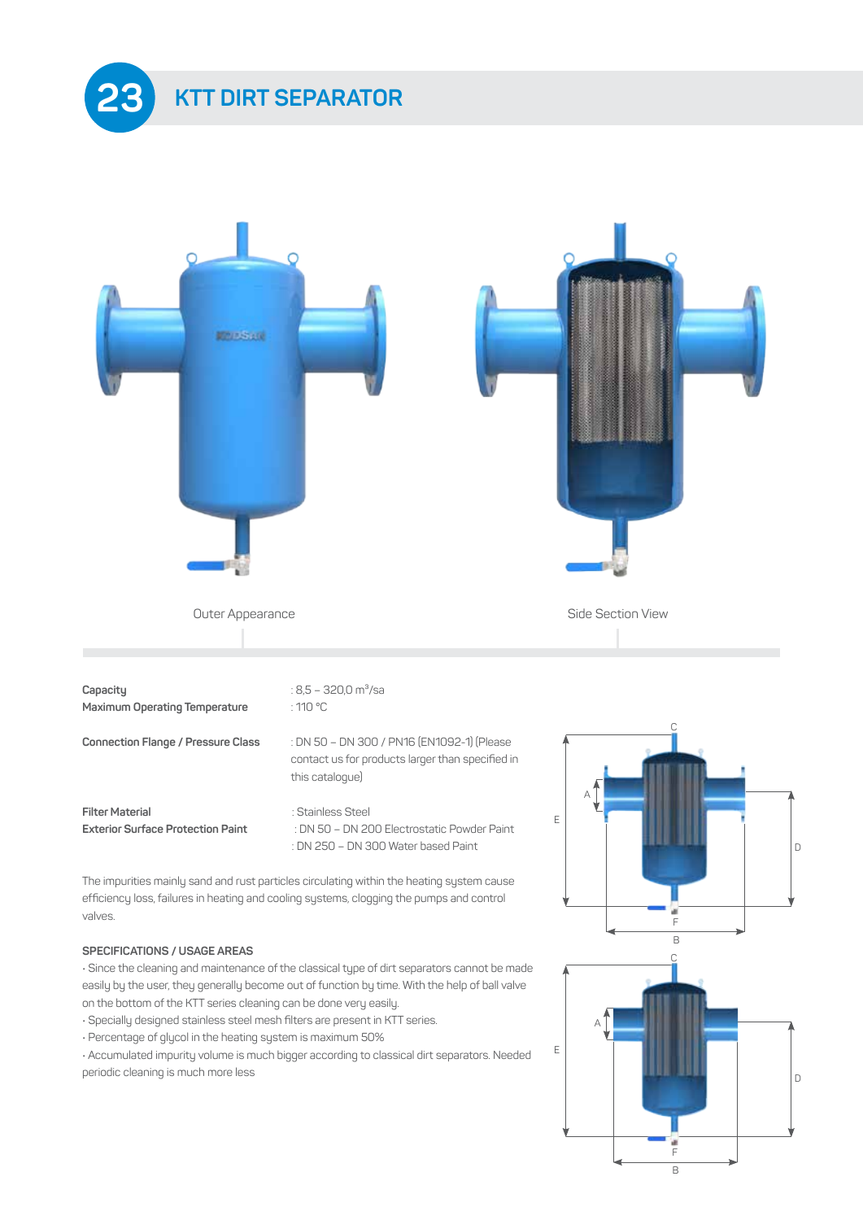# 23 KTT DIRT SEPARATOR

Outer Appearance

Side Section View

| | |
|---|---|
| **Capacity** | : 8,5 – 320,0 m³/sa |
| **Maximum Operating Temperature** | : 110 °C |
| **Connection Flange / Pressure Class** | : DN 50 – DN 300 / PN16 (EN1092-1) (Please contact us for products larger than specified in this catalogue) |
| **Filter Material** | : Stainless Steel |
| **Exterior Surface Protection Paint** | : DN 50 – DN 200 Electrostatic Powder Paint<br>: DN 250 – DN 300 Water based Paint |

The impurities mainly sand and rust particles circulating within the heating system cause efficiency loss, failures in heating and cooling systems, clogging the pumps and control valves.

**SPECIFICATIONS / USAGE AREAS**

- Since the cleaning and maintenance of the classical type of dirt separators cannot be made easily by the user, they generally become out of function by time. With the help of ball valve on the bottom of the KTT series cleaning can be done very easily.
- Specially designed stainless steel mesh filters are present in KTT series.
- Percentage of glycol in the heating system is maximum 50%
- Accumulated impurity volume is much bigger according to classical dirt separators. Needed periodic cleaning is much more less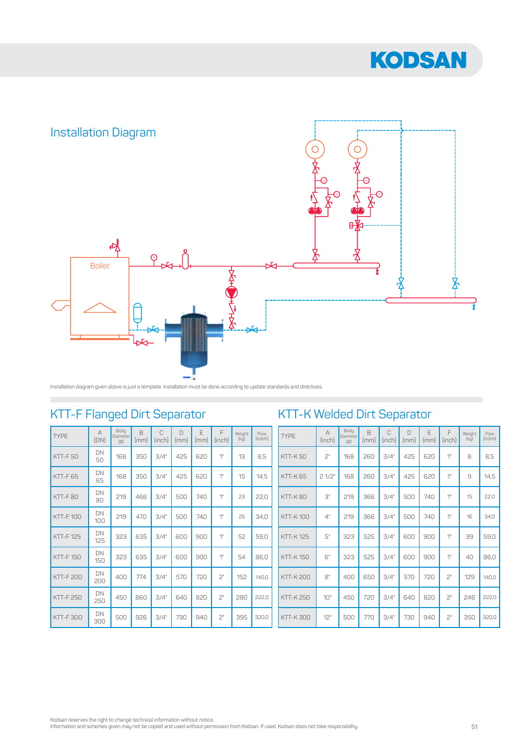## Installation Diagram

Boiler

Installation diagram given above is just a template. Installation must be done according to update standards and directives.

## KTT-F Flanged Dirt Separator

| TYPE | A (DN) | Body Diameter (Ø) | B (mm) | C (inch) | D (mm) | E (mm) | F (inch) | Weight (kg) | Flow (m3/h) |
|---|---|---|---|---|---|---|---|---|---|
| KTT-F 50 | DN 50 | 168 | 350 | 3/4" | 425 | 620 | 1" | 13 | 8,5 |
| KTT-F 65 | DN 65 | 168 | 350 | 3/4" | 425 | 620 | 1" | 15 | 14,5 |
| KTT-F 80 | DN 80 | 219 | 466 | 3/4" | 500 | 740 | 1" | 23 | 22,0 |
| KTT-F 100 | DN 100 | 219 | 470 | 3/4" | 500 | 740 | 1" | 25 | 34,0 |
| KTT-F 125 | DN 125 | 323 | 635 | 3/4" | 600 | 900 | 1" | 52 | 59,0 |
| KTT-F 150 | DN 150 | 323 | 635 | 3/4" | 600 | 900 | 1" | 54 | 86,0 |
| KTT-F 200 | DN 200 | 400 | 774 | 3/4" | 570 | 720 | 2" | 152 | 140,0 |
| KTT-F 250 | DN 250 | 450 | 860 | 3/4" | 640 | 820 | 2" | 280 | 222,0 |
| KTT-F 300 | DN 300 | 500 | 926 | 3/4" | 730 | 940 | 2" | 395 | 320,0 |

## KTT-K Welded Dirt Separator

| TYPE | A (inch) | Body Diameter (Ø) | B (mm) | C (inch) | D (mm) | E (mm) | F (inch) | Weight (kg) | Flow (m3/h) |
|---|---|---|---|---|---|---|---|---|---|
| KTT-K 50 | 2" | 168 | 260 | 3/4" | 425 | 620 | 1" | 8 | 8,5 |
| KTT-K 65 | 2 1/2" | 168 | 260 | 3/4" | 425 | 620 | 1" | 9 | 14,5 |
| KTT-K 80 | 3" | 219 | 366 | 3/4" | 500 | 740 | 1" | 15 | 22,0 |
| KTT-K 100 | 4" | 219 | 366 | 3/4" | 500 | 740 | 1" | 16 | 34,0 |
| KTT-K 125 | 5" | 323 | 525 | 3/4" | 600 | 900 | 1" | 39 | 59,0 |
| KTT-K 150 | 6" | 323 | 525 | 3/4" | 600 | 900 | 1" | 40 | 86,0 |
| KTT-K 200 | 8" | 400 | 650 | 3/4" | 570 | 720 | 2" | 129 | 140,0 |
| KTT-K 250 | 10" | 450 | 720 | 3/4" | 640 | 820 | 2" | 246 | 222,0 |
| KTT-K 300 | 12" | 500 | 770 | 3/4" | 730 | 940 | 2" | 350 | 320,0 |

Kodsan reserves the right to change technical information without notice.
Information and schemes given may not be copied and used without permission from Kodsan. If used, Kodsan does not take responsibility.